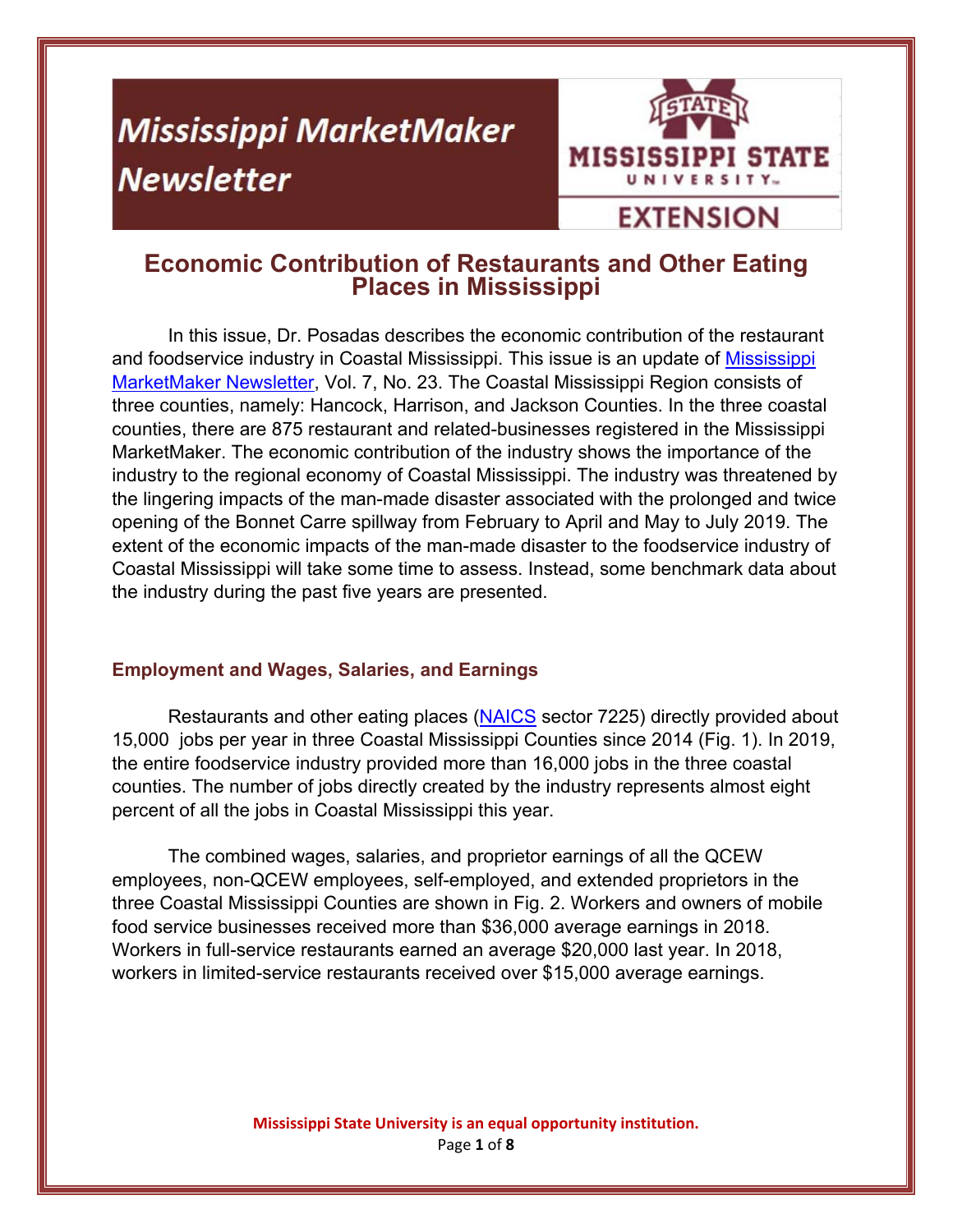# Mississippi MarketMaker Newsletter

MISSISSIPPI STATE UNIVERSITY EXTENSION

## Economic Contribution of Restaurants and Other Eating Places in Mississippi

In this issue, Dr. Posadas describes the economic contribution of the restaurant and foodservice industry in Coastal Mississippi. This issue is an update of Mississippi MarketMaker Newsletter, Vol. 7, No. 23. The Coastal Mississippi Region consists of three counties, namely: Hancock, Harrison, and Jackson Counties. In the three coastal counties, there are 875 restaurant and related-businesses registered in the Mississippi MarketMaker. The economic contribution of the industry shows the importance of the industry to the regional economy of Coastal Mississippi. The industry was threatened by the lingering impacts of the man-made disaster associated with the prolonged and twice opening of the Bonnet Carre spillway from February to April and May to July 2019. The extent of the economic impacts of the man-made disaster to the foodservice industry of Coastal Mississippi will take some time to assess. Instead, some benchmark data about the industry during the past five years are presented.

### Employment and Wages, Salaries, and Earnings

Restaurants and other eating places (NAICS sector 7225) directly provided about 15,000 jobs per year in three Coastal Mississippi Counties since 2014 (Fig. 1). In 2019, the entire foodservice industry provided more than 16,000 jobs in the three coastal counties. The number of jobs directly created by the industry represents almost eight percent of all the jobs in Coastal Mississippi this year.

The combined wages, salaries, and proprietor earnings of all the QCEW employees, non-QCEW employees, self-employed, and extended proprietors in the three Coastal Mississippi Counties are shown in Fig. 2. Workers and owners of mobile food service businesses received more than $36,000 average earnings in 2018. Workers in full-service restaurants earned an average $20,000 last year. In 2018, workers in limited-service restaurants received over $15,000 average earnings.

Mississippi State University is an equal opportunity institution.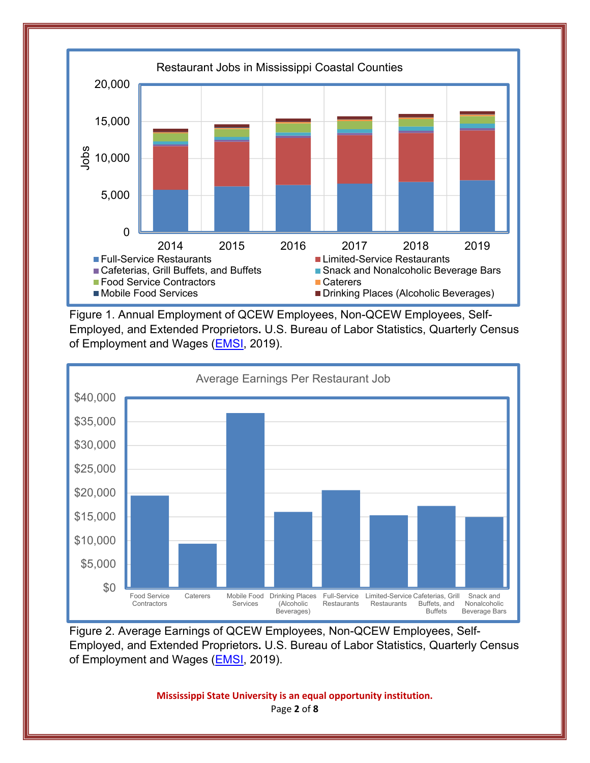Restaurant Jobs in Mississippi Coastal Counties

Figure 1. Annual Employment of QCEW Employees, Non-QCEW Employees, Self-Employed, and Extended Proprietors**.** U.S. Bureau of Labor Statistics, Quarterly Census of Employment and Wages ([EMSI](), 2019).

Average Earnings Per Restaurant Job

Figure 2. Average Earnings of QCEW Employees, Non-QCEW Employees, Self-Employed, and Extended Proprietors**.** U.S. Bureau of Labor Statistics, Quarterly Census of Employment and Wages ([EMSI](), 2019).

**Mississippi State University is an equal opportunity institution.**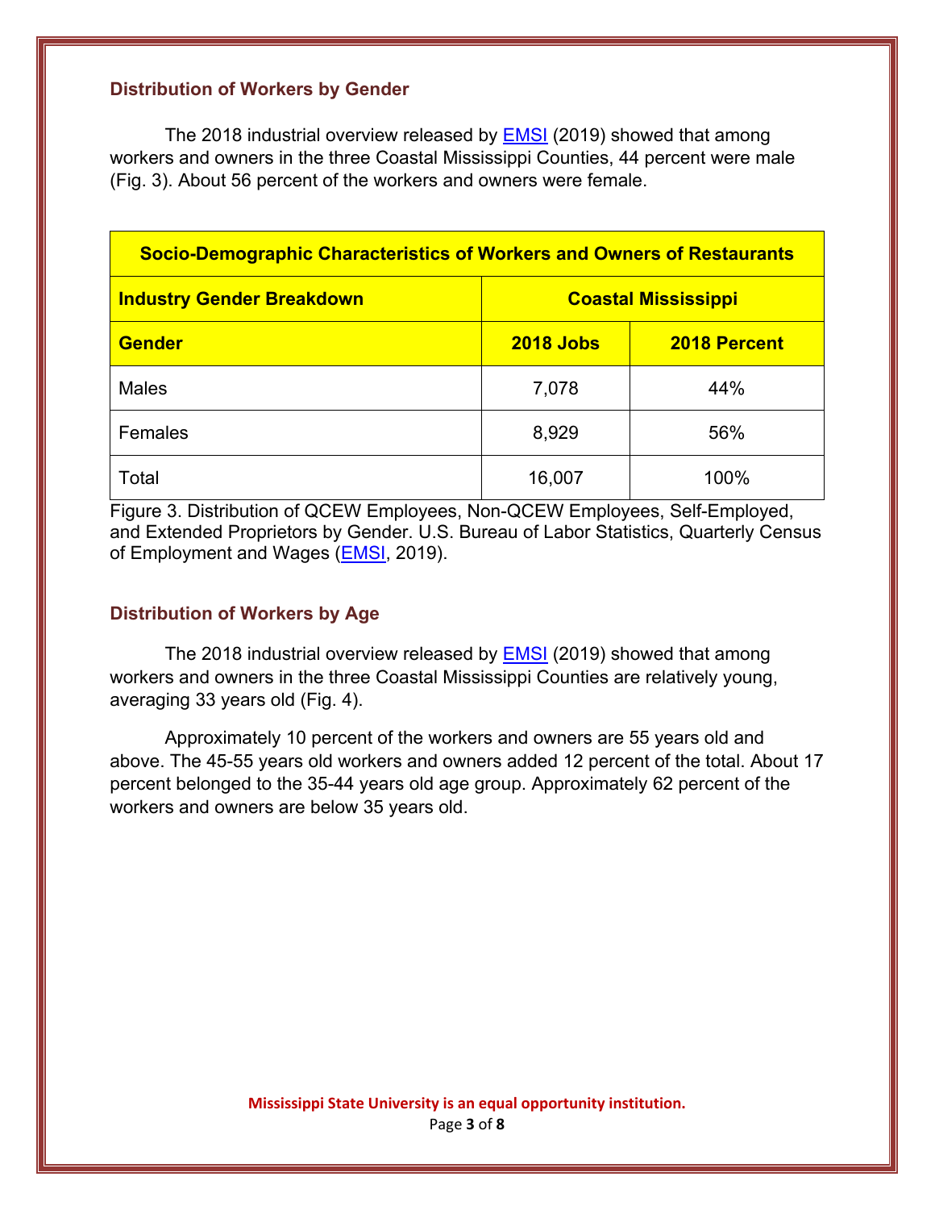### Distribution of Workers by Gender

The 2018 industrial overview released by EMSI (2019) showed that among workers and owners in the three Coastal Mississippi Counties, 44 percent were male (Fig. 3). About 56 percent of the workers and owners were female.

| Socio-Demographic Characteristics of Workers and Owners of Restaurants | | |
|---|---|---|
| **Industry Gender Breakdown** | **Coastal Mississippi** | |
| **Gender** | **2018 Jobs** | **2018 Percent** |
| Males | 7,078 | 44% |
| Females | 8,929 | 56% |
| Total | 16,007 | 100% |

Figure 3. Distribution of QCEW Employees, Non-QCEW Employees, Self-Employed, and Extended Proprietors by Gender. U.S. Bureau of Labor Statistics, Quarterly Census of Employment and Wages (EMSI, 2019).

### Distribution of Workers by Age

The 2018 industrial overview released by EMSI (2019) showed that among workers and owners in the three Coastal Mississippi Counties are relatively young, averaging 33 years old (Fig. 4).

Approximately 10 percent of the workers and owners are 55 years old and above. The 45-55 years old workers and owners added 12 percent of the total. About 17 percent belonged to the 35-44 years old age group. Approximately 62 percent of the workers and owners are below 35 years old.

**Mississippi State University is an equal opportunity institution.**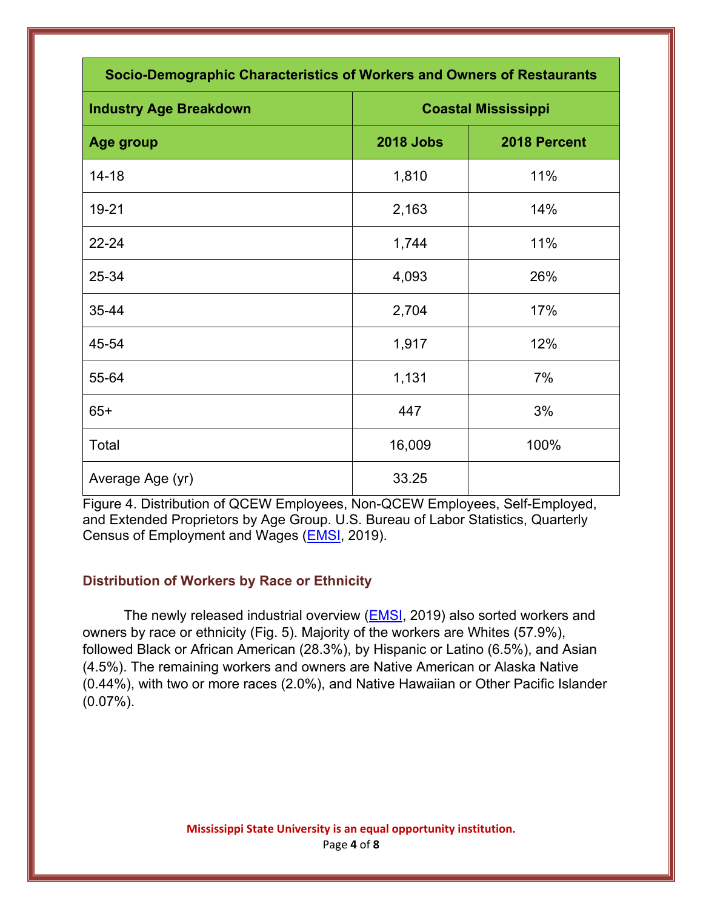| Socio-Demographic Characteristics of Workers and Owners of Restaurants | | |
|---|---|---|
| **Industry Age Breakdown** | **Coastal Mississippi** | |
| **Age group** | **2018 Jobs** | **2018 Percent** |
| 14-18 | 1,810 | 11% |
| 19-21 | 2,163 | 14% |
| 22-24 | 1,744 | 11% |
| 25-34 | 4,093 | 26% |
| 35-44 | 2,704 | 17% |
| 45-54 | 1,917 | 12% |
| 55-64 | 1,131 | 7% |
| 65+ | 447 | 3% |
| Total | 16,009 | 100% |
| Average Age (yr) | 33.25 | |

Figure 4. Distribution of QCEW Employees, Non-QCEW Employees, Self-Employed, and Extended Proprietors by Age Group. U.S. Bureau of Labor Statistics, Quarterly Census of Employment and Wages (EMSI, 2019).

### Distribution of Workers by Race or Ethnicity

The newly released industrial overview (EMSI, 2019) also sorted workers and owners by race or ethnicity (Fig. 5). Majority of the workers are Whites (57.9%), followed Black or African American (28.3%), by Hispanic or Latino (6.5%), and Asian (4.5%). The remaining workers and owners are Native American or Alaska Native (0.44%), with two or more races (2.0%), and Native Hawaiian or Other Pacific Islander (0.07%).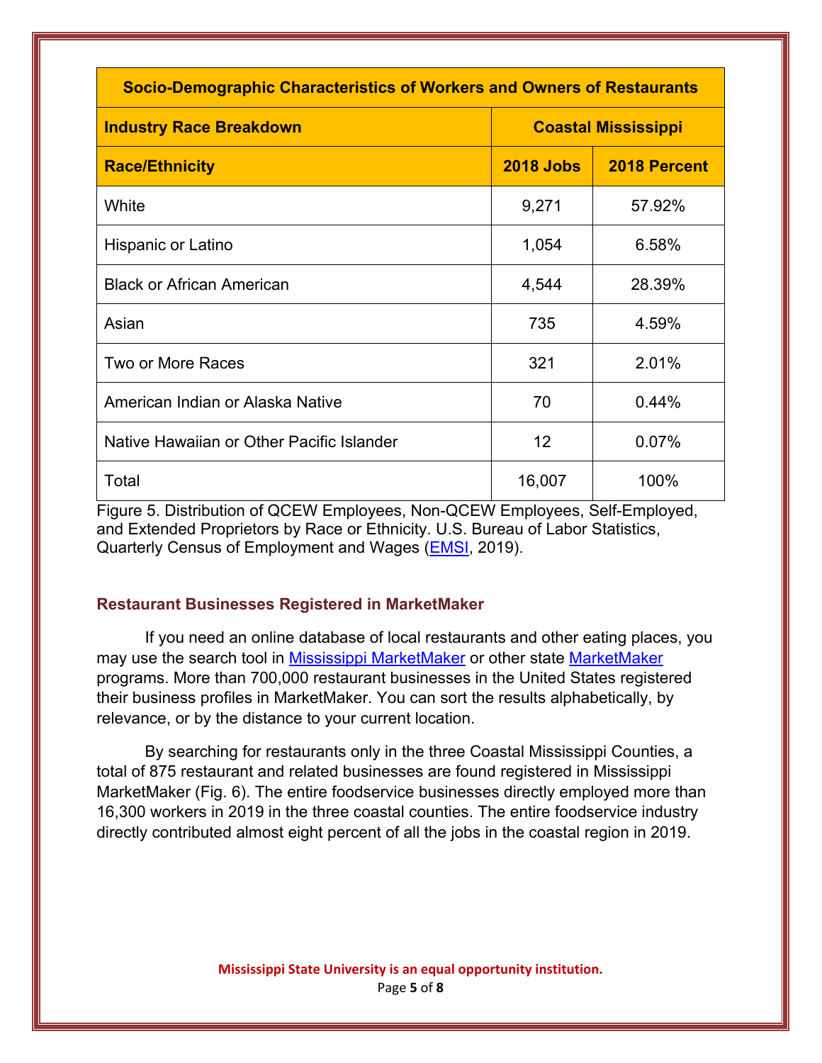| Socio-Demographic Characteristics of Workers and Owners of Restaurants | | |
|---|---|---|
| **Industry Race Breakdown** | **Coastal Mississippi** | |
| **Race/Ethnicity** | **2018 Jobs** | **2018 Percent** |
| White | 9,271 | 57.92% |
| Hispanic or Latino | 1,054 | 6.58% |
| Black or African American | 4,544 | 28.39% |
| Asian | 735 | 4.59% |
| Two or More Races | 321 | 2.01% |
| American Indian or Alaska Native | 70 | 0.44% |
| Native Hawaiian or Other Pacific Islander | 12 | 0.07% |
| Total | 16,007 | 100% |

Figure 5. Distribution of QCEW Employees, Non-QCEW Employees, Self-Employed, and Extended Proprietors by Race or Ethnicity. U.S. Bureau of Labor Statistics, Quarterly Census of Employment and Wages (EMSI, 2019).

## Restaurant Businesses Registered in MarketMaker

If you need an online database of local restaurants and other eating places, you may use the search tool in Mississippi MarketMaker or other state MarketMaker programs. More than 700,000 restaurant businesses in the United States registered their business profiles in MarketMaker. You can sort the results alphabetically, by relevance, or by the distance to your current location.

By searching for restaurants only in the three Coastal Mississippi Counties, a total of 875 restaurant and related businesses are found registered in Mississippi MarketMaker (Fig. 6). The entire foodservice businesses directly employed more than 16,300 workers in 2019 in the three coastal counties. The entire foodservice industry directly contributed almost eight percent of all the jobs in the coastal region in 2019.

**Mississippi State University is an equal opportunity institution.**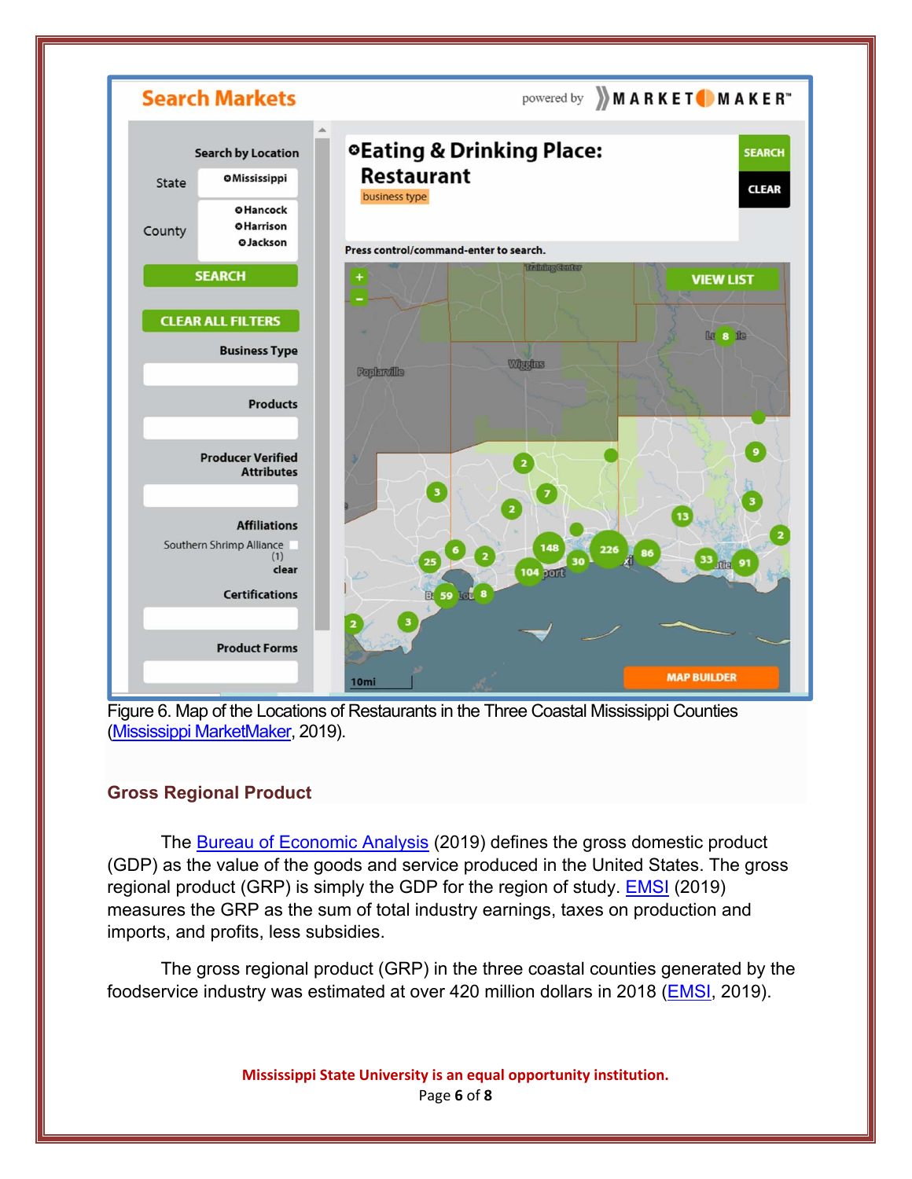Figure 6. Map of the Locations of Restaurants in the Three Coastal Mississippi Counties (Mississippi MarketMaker, 2019).

## Gross Regional Product

The Bureau of Economic Analysis (2019) defines the gross domestic product (GDP) as the value of the goods and service produced in the United States. The gross regional product (GRP) is simply the GDP for the region of study. EMSI (2019) measures the GRP as the sum of total industry earnings, taxes on production and imports, and profits, less subsidies.

The gross regional product (GRP) in the three coastal counties generated by the foodservice industry was estimated at over 420 million dollars in 2018 (EMSI, 2019).

Mississippi State University is an equal opportunity institution.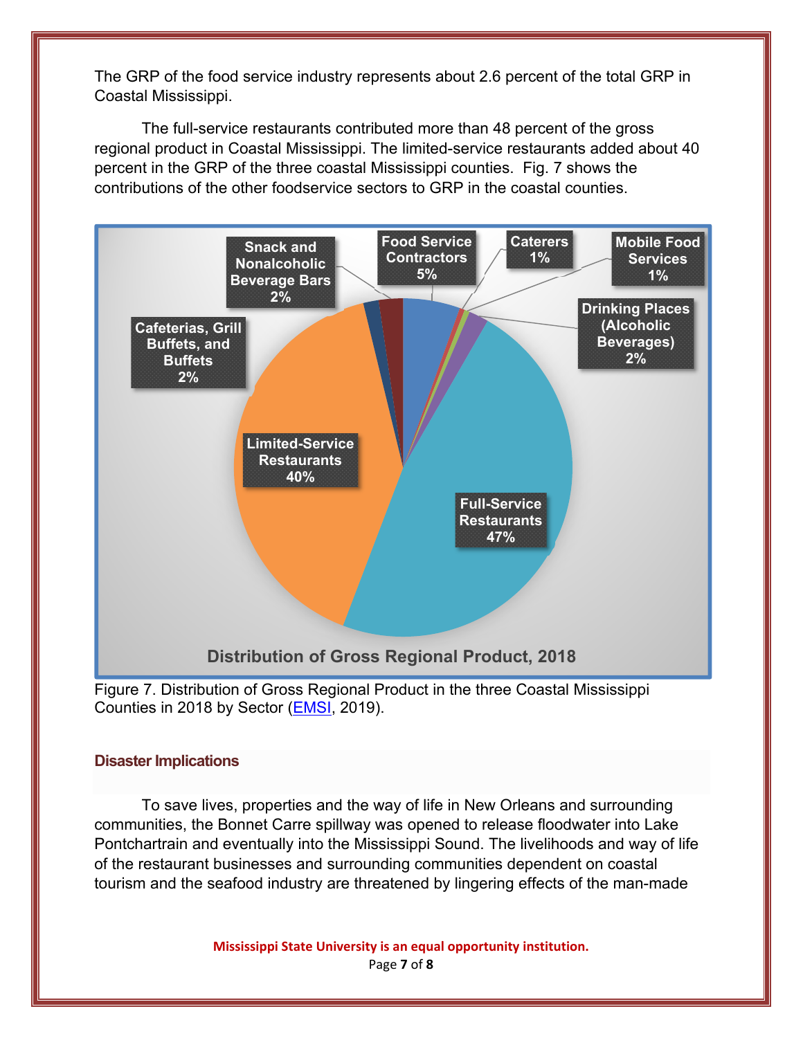The GRP of the food service industry represents about 2.6 percent of the total GRP in Coastal Mississippi.

The full-service restaurants contributed more than 48 percent of the gross regional product in Coastal Mississippi. The limited-service restaurants added about 40 percent in the GRP of the three coastal Mississippi counties. Fig. 7 shows the contributions of the other foodservice sectors to GRP in the coastal counties.

Figure 7. Distribution of Gross Regional Product in the three Coastal Mississippi Counties in 2018 by Sector (EMSI, 2019).

## Disaster Implications

To save lives, properties and the way of life in New Orleans and surrounding communities, the Bonnet Carre spillway was opened to release floodwater into Lake Pontchartrain and eventually into the Mississippi Sound. The livelihoods and way of life of the restaurant businesses and surrounding communities dependent on coastal tourism and the seafood industry are threatened by lingering effects of the man-made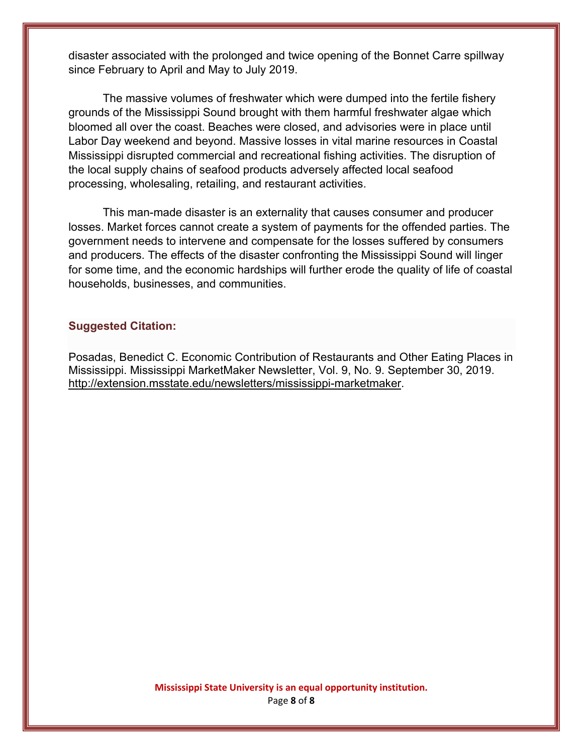disaster associated with the prolonged and twice opening of the Bonnet Carre spillway since February to April and May to July 2019.

The massive volumes of freshwater which were dumped into the fertile fishery grounds of the Mississippi Sound brought with them harmful freshwater algae which bloomed all over the coast. Beaches were closed, and advisories were in place until Labor Day weekend and beyond. Massive losses in vital marine resources in Coastal Mississippi disrupted commercial and recreational fishing activities. The disruption of the local supply chains of seafood products adversely affected local seafood processing, wholesaling, retailing, and restaurant activities.

This man-made disaster is an externality that causes consumer and producer losses. Market forces cannot create a system of payments for the offended parties. The government needs to intervene and compensate for the losses suffered by consumers and producers. The effects of the disaster confronting the Mississippi Sound will linger for some time, and the economic hardships will further erode the quality of life of coastal households, businesses, and communities.

**Suggested Citation:**

Posadas, Benedict C. Economic Contribution of Restaurants and Other Eating Places in Mississippi. Mississippi MarketMaker Newsletter, Vol. 9, No. 9. September 30, 2019. http://extension.msstate.edu/newsletters/mississippi-marketmaker.

**Mississippi State University is an equal opportunity institution.**